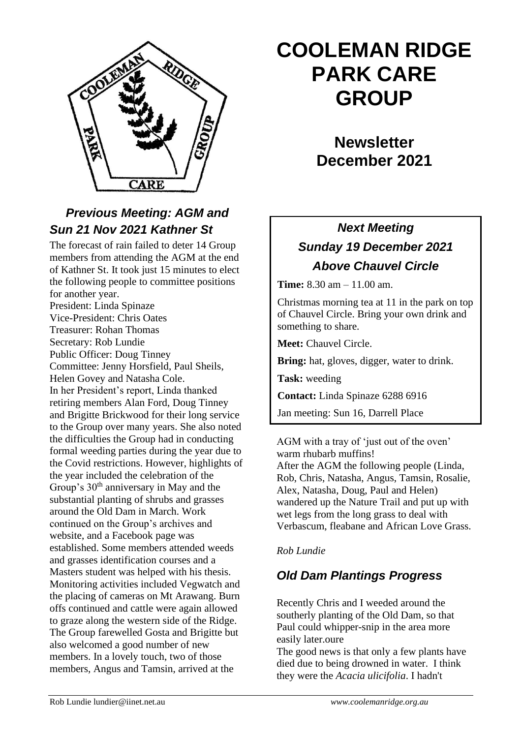# COOLEMAN RIDGE PARK CARE GROUP

## Newsletter December 2021

### *Next Meeting*
### *Sunday 19 December 2021*
### *Above Chauvel Circle*

**Time:** 8.30 am – 11.00 am.

Christmas morning tea at 11 in the park on top of Chauvel Circle. Bring your own drink and something to share.

**Meet:** Chauvel Circle.

**Bring:** hat, gloves, digger, water to drink.

**Task:** weeding

**Contact:** Linda Spinaze 6288 6916

Jan meeting: Sun 16, Darrell Place

## *Previous Meeting: AGM and Sun 21 Nov 2021 Kathner St*

The forecast of rain failed to deter 14 Group members from attending the AGM at the end of Kathner St. It took just 15 minutes to elect the following people to committee positions for another year.

President: Linda Spinaze
Vice-President: Chris Oates
Treasurer: Rohan Thomas
Secretary: Rob Lundie
Public Officer: Doug Tinney
Committee: Jenny Horsfield, Paul Sheils, Helen Govey and Natasha Cole.

In her President's report, Linda thanked retiring members Alan Ford, Doug Tinney and Brigitte Brickwood for their long service to the Group over many years. She also noted the difficulties the Group had in conducting formal weeding parties during the year due to the Covid restrictions. However, highlights of the year included the celebration of the Group's 30th anniversary in May and the substantial planting of shrubs and grasses around the Old Dam in March. Work continued on the Group's archives and website, and a Facebook page was established. Some members attended weeds and grasses identification courses and a Masters student was helped with his thesis. Monitoring activities included Vegwatch and the placing of cameras on Mt Arawang. Burn offs continued and cattle were again allowed to graze along the western side of the Ridge. The Group farewelled Gosta and Brigitte but also welcomed a good number of new members. In a lovely touch, two of those members, Angus and Tamsin, arrived at the AGM with a tray of 'just out of the oven' warm rhubarb muffins!

After the AGM the following people (Linda, Rob, Chris, Natasha, Angus, Tamsin, Rosalie, Alex, Natasha, Doug, Paul and Helen) wandered up the Nature Trail and put up with wet legs from the long grass to deal with Verbascum, fleabane and African Love Grass.

*Rob Lundie*

## *Old Dam Plantings Progress*

Recently Chris and I weeded around the southerly planting of the Old Dam, so that Paul could whipper-snip in the area more easily later.oure

The good news is that only a few plants have died due to being drowned in water. I think they were the *Acacia ulicifolia*. I hadn't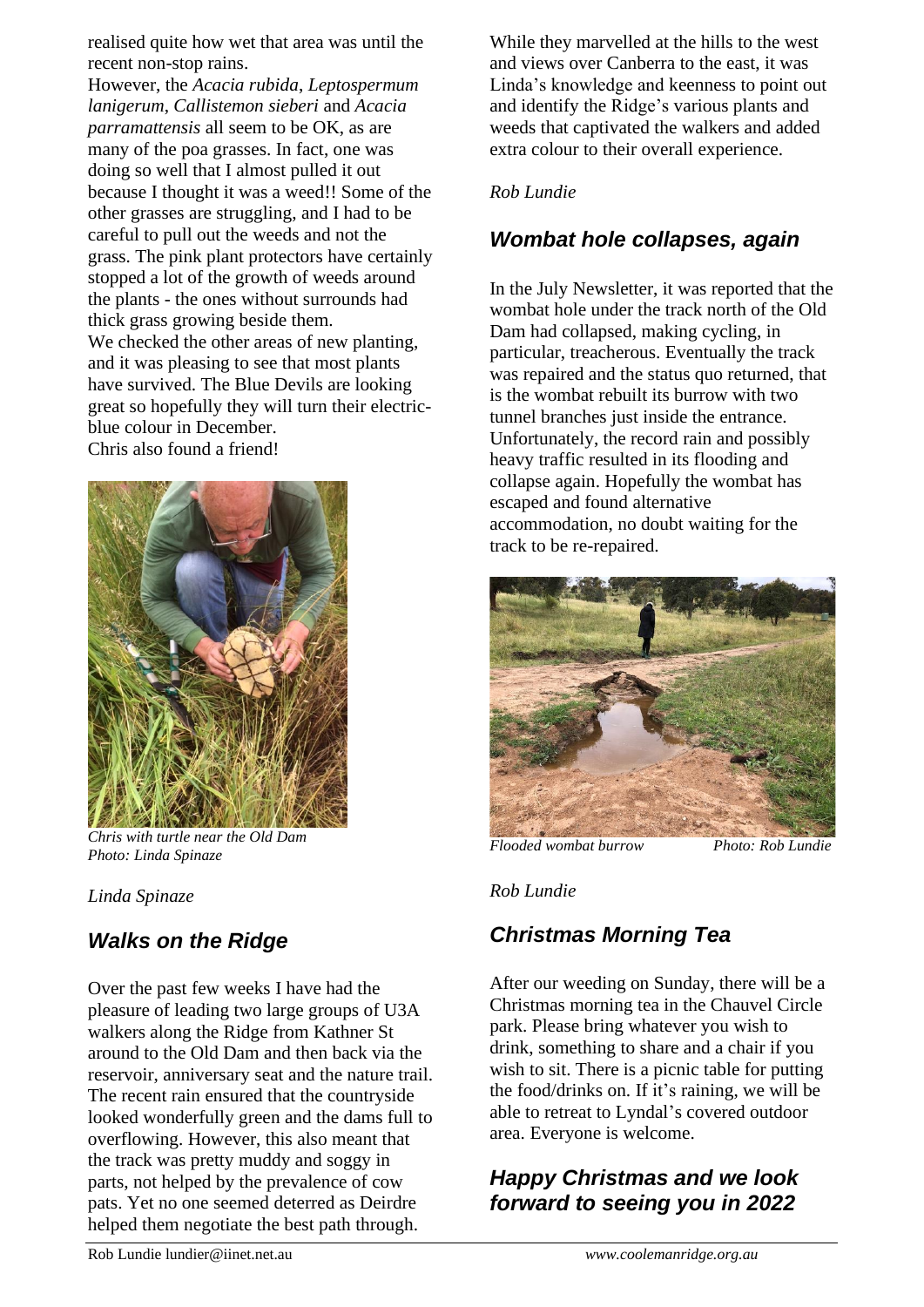realised quite how wet that area was until the recent non-stop rains.

However, the *Acacia rubida*, *Leptospermum lanigerum*, *Callistemon sieberi* and *Acacia parramattensis* all seem to be OK, as are many of the poa grasses. In fact, one was doing so well that I almost pulled it out because I thought it was a weed!! Some of the other grasses are struggling, and I had to be careful to pull out the weeds and not the grass. The pink plant protectors have certainly stopped a lot of the growth of weeds around the plants - the ones without surrounds had thick grass growing beside them.

We checked the other areas of new planting, and it was pleasing to see that most plants have survived. The Blue Devils are looking great so hopefully they will turn their electric-blue colour in December.

Chris also found a friend!

*Chris with turtle near the Old Dam*
*Photo: Linda Spinaze*

*Linda Spinaze*

## Walks on the Ridge

Over the past few weeks I have had the pleasure of leading two large groups of U3A walkers along the Ridge from Kathner St around to the Old Dam and then back via the reservoir, anniversary seat and the nature trail. The recent rain ensured that the countryside looked wonderfully green and the dams full to overflowing. However, this also meant that the track was pretty muddy and soggy in parts, not helped by the prevalence of cow pats. Yet no one seemed deterred as Deirdre helped them negotiate the best path through.

While they marvelled at the hills to the west and views over Canberra to the east, it was Linda's knowledge and keenness to point out and identify the Ridge's various plants and weeds that captivated the walkers and added extra colour to their overall experience.

*Rob Lundie*

## Wombat hole collapses, again

In the July Newsletter, it was reported that the wombat hole under the track north of the Old Dam had collapsed, making cycling, in particular, treacherous. Eventually the track was repaired and the status quo returned, that is the wombat rebuilt its burrow with two tunnel branches just inside the entrance. Unfortunately, the record rain and possibly heavy traffic resulted in its flooding and collapse again. Hopefully the wombat has escaped and found alternative accommodation, no doubt waiting for the track to be re-repaired.

*Flooded wombat burrow* *Photo: Rob Lundie*

*Rob Lundie*

## Christmas Morning Tea

After our weeding on Sunday, there will be a Christmas morning tea in the Chauvel Circle park. Please bring whatever you wish to drink, something to share and a chair if you wish to sit. There is a picnic table for putting the food/drinks on. If it's raining, we will be able to retreat to Lyndal's covered outdoor area. Everyone is welcome.

## Happy Christmas and we look forward to seeing you in 2022

Rob Lundie lundier@iinet.net.au *www.coolemanridge.org.au*